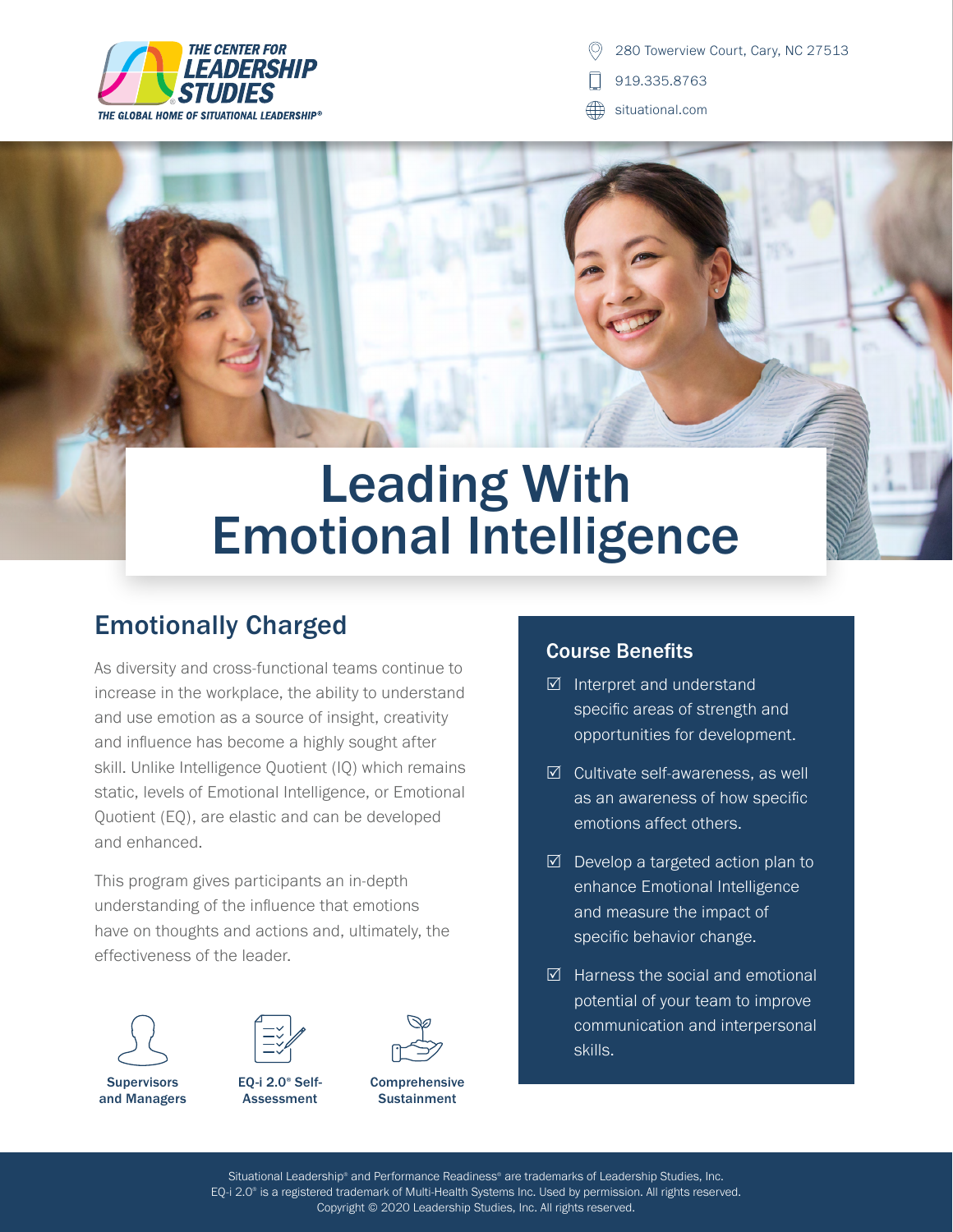THE CENTER FOR LEADERSHIP STUDIES
THE GLOBAL HOME OF SITUATIONAL LEADERSHIP®

280 Towerview Court, Cary, NC 27513
919.335.8763
situational.com

# Leading With Emotional Intelligence

## Emotionally Charged

As diversity and cross-functional teams continue to increase in the workplace, the ability to understand and use emotion as a source of insight, creativity and influence has become a highly sought after skill. Unlike Intelligence Quotient (IQ) which remains static, levels of Emotional Intelligence, or Emotional Quotient (EQ), are elastic and can be developed and enhanced.

This program gives participants an in-depth understanding of the influence that emotions have on thoughts and actions and, ultimately, the effectiveness of the leader.

**Supervisors and Managers**

**EQ-i 2.0® Self-Assessment**

**Comprehensive Sustainment**

## Course Benefits

- ☑ Interpret and understand specific areas of strength and opportunities for development.
- ☑ Cultivate self-awareness, as well as an awareness of how specific emotions affect others.
- ☑ Develop a targeted action plan to enhance Emotional Intelligence and measure the impact of specific behavior change.
- ☑ Harness the social and emotional potential of your team to improve communication and interpersonal skills.

Situational Leadership® and Performance Readiness® are trademarks of Leadership Studies, Inc.
EQ-i 2.0® is a registered trademark of Multi-Health Systems Inc. Used by permission. All rights reserved.
Copyright © 2020 Leadership Studies, Inc. All rights reserved.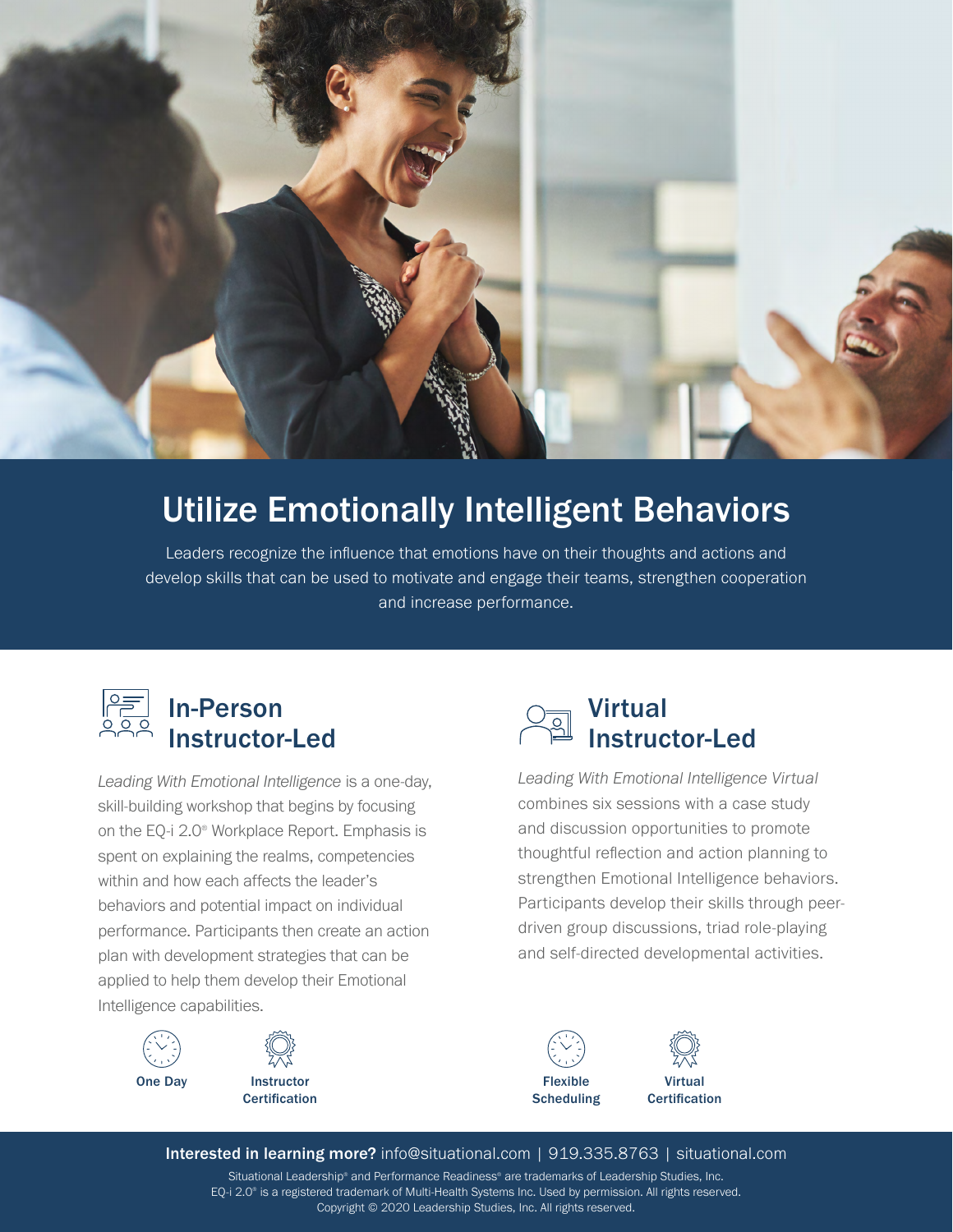# Utilize Emotionally Intelligent Behaviors

Leaders recognize the influence that emotions have on their thoughts and actions and develop skills that can be used to motivate and engage their teams, strengthen cooperation and increase performance.

## In-Person Instructor-Led

*Leading With Emotional Intelligence* is a one-day, skill-building workshop that begins by focusing on the EQ-i 2.0® Workplace Report. Emphasis is spent on explaining the realms, competencies within and how each affects the leader's behaviors and potential impact on individual performance. Participants then create an action plan with development strategies that can be applied to help them develop their Emotional Intelligence capabilities.

**One Day**

**Instructor Certification**

## Virtual Instructor-Led

*Leading With Emotional Intelligence Virtual* combines six sessions with a case study and discussion opportunities to promote thoughtful reflection and action planning to strengthen Emotional Intelligence behaviors. Participants develop their skills through peer-driven group discussions, triad role-playing and self-directed developmental activities.

**Flexible Scheduling**

**Virtual Certification**

**Interested in learning more?** info@situational.com | 919.335.8763 | situational.com

Situational Leadership® and Performance Readiness® are trademarks of Leadership Studies, Inc.
EQ-i 2.0® is a registered trademark of Multi-Health Systems Inc. Used by permission. All rights reserved.
Copyright © 2020 Leadership Studies, Inc. All rights reserved.